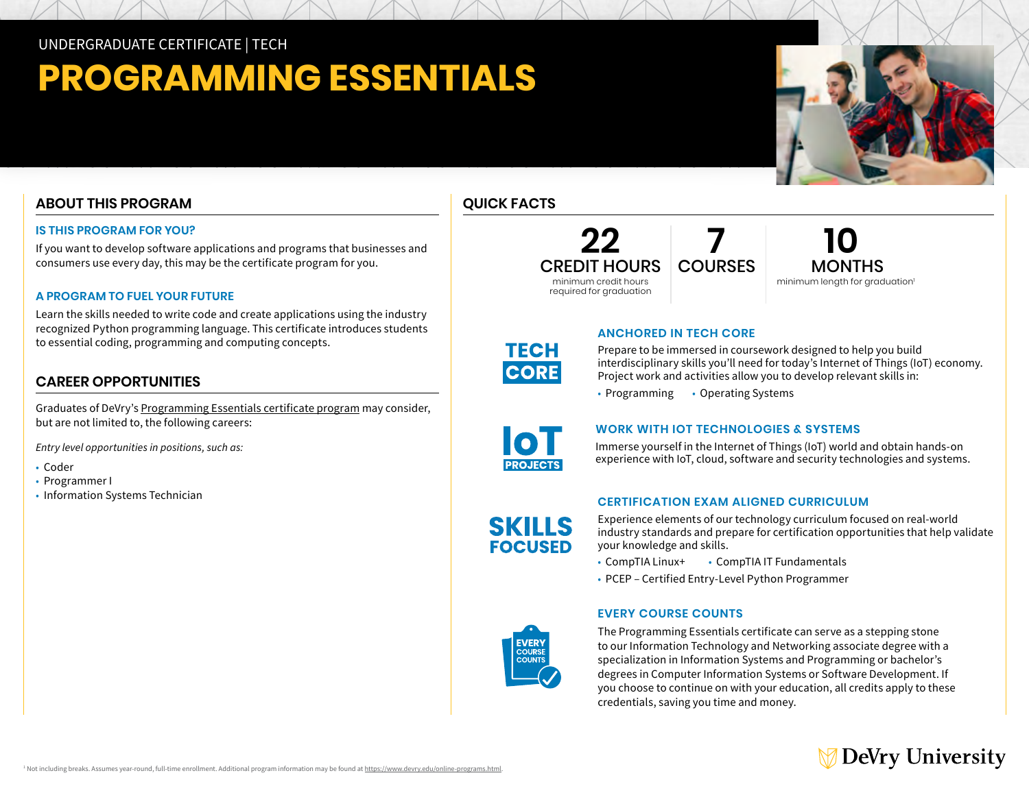UNDERGRADUATE CERTIFICATE | TECH

# PROGRAMMING ESSENTIALS

## ABOUT THIS PROGRAM

### IS THIS PROGRAM FOR YOU?

If you want to develop software applications and programs that businesses and consumers use every day, this may be the certificate program for you.

### A PROGRAM TO FUEL YOUR FUTURE

Learn the skills needed to write code and create applications using the industry recognized Python programming language. This certificate introduces students to essential coding, programming and computing concepts.

## CAREER OPPORTUNITIES

Graduates of DeVry's Programming Essentials certificate program may consider, but are not limited to, the following careers:

*Entry level opportunities in positions, such as:*

- Coder
- Programmer I
- Information Systems Technician

## QUICK FACTS

**22** CREDIT HOURS — minimum credit hours required for graduation

**7** COURSES

**10** MONTHS — minimum length for graduation[1]

TECH CORE

### ANCHORED IN TECH CORE

Prepare to be immersed in coursework designed to help you build interdisciplinary skills you'll need for today's Internet of Things (IoT) economy. Project work and activities allow you to develop relevant skills in:

- Programming
- Operating Systems

IoT PROJECTS

### WORK WITH IOT TECHNOLOGIES & SYSTEMS

Immerse yourself in the Internet of Things (IoT) world and obtain hands-on experience with IoT, cloud, software and security technologies and systems.

SKILLS FOCUSED

### CERTIFICATION EXAM ALIGNED CURRICULUM

Experience elements of our technology curriculum focused on real-world industry standards and prepare for certification opportunities that help validate your knowledge and skills.

- CompTIA Linux+
- CompTIA IT Fundamentals
- PCEP – Certified Entry-Level Python Programmer

EVERY COURSE COUNTS

### EVERY COURSE COUNTS

The Programming Essentials certificate can serve as a stepping stone to our Information Technology and Networking associate degree with a specialization in Information Systems and Programming or bachelor's degrees in Computer Information Systems or Software Development. If you choose to continue on with your education, all credits apply to these credentials, saving you time and money.

[1] Not including breaks. Assumes year-round, full-time enrollment. Additional program information may be found at https://www.devry.edu/online-programs.html.

DeVry University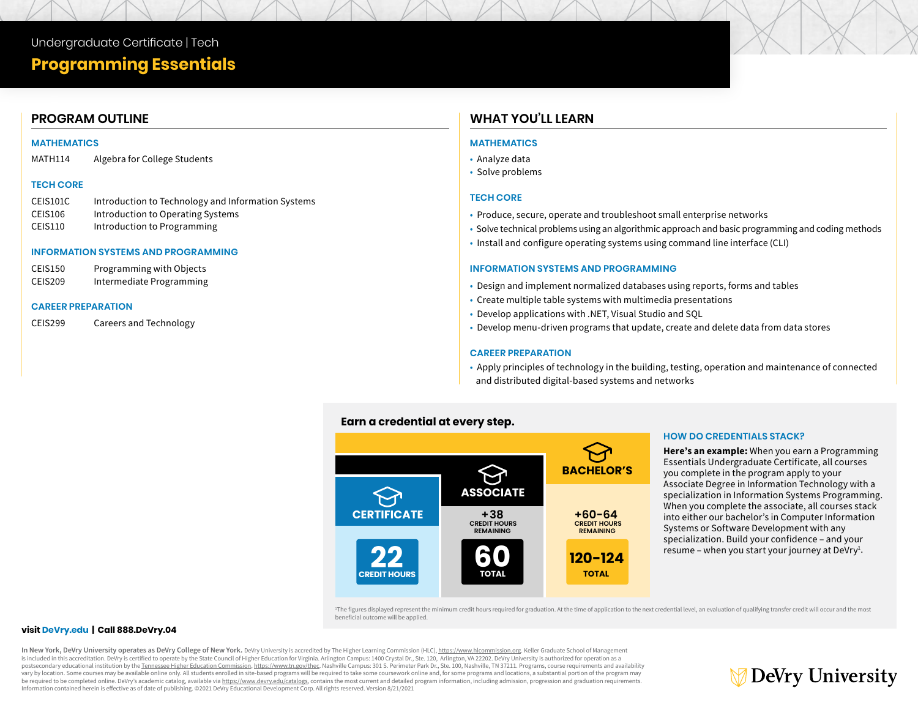Undergraduate Certificate | Tech

# Programming Essentials

## PROGRAM OUTLINE

### MATHEMATICS

| | |
|---|---|
| MATH114 | Algebra for College Students |

### TECH CORE

| | |
|---|---|
| CEIS101C | Introduction to Technology and Information Systems |
| CEIS106 | Introduction to Operating Systems |
| CEIS110 | Introduction to Programming |

### INFORMATION SYSTEMS AND PROGRAMMING

| | |
|---|---|
| CEIS150 | Programming with Objects |
| CEIS209 | Intermediate Programming |

### CAREER PREPARATION

| | |
|---|---|
| CEIS299 | Careers and Technology |

## WHAT YOU'LL LEARN

### MATHEMATICS

- Analyze data
- Solve problems

### TECH CORE

- Produce, secure, operate and troubleshoot small enterprise networks
- Solve technical problems using an algorithmic approach and basic programming and coding methods
- Install and configure operating systems using command line interface (CLI)

### INFORMATION SYSTEMS AND PROGRAMMING

- Design and implement normalized databases using reports, forms and tables
- Create multiple table systems with multimedia presentations
- Develop applications with .NET, Visual Studio and SQL
- Develop menu-driven programs that update, create and delete data from data stores

### CAREER PREPARATION

- Apply principles of technology in the building, testing, operation and maintenance of connected and distributed digital-based systems and networks

**Earn a credential at every step.**

CERTIFICATE
22
CREDIT HOURS

ASSOCIATE
+38
CREDIT HOURS REMAINING
60
TOTAL

BACHELOR'S
+60-64
CREDIT HOURS REMAINING
120-124
TOTAL

### HOW DO CREDENTIALS STACK?

**Here's an example:** When you earn a Programming Essentials Undergraduate Certificate, all courses you complete in the program apply to your Associate Degree in Information Technology with a specialization in Information Systems Programming. When you complete the associate, all courses stack into either our bachelor's in Computer Information Systems or Software Development with any specialization. Build your confidence – and your resume – when you start your journey at DeVry[1].

[1]The figures displayed represent the minimum credit hours required for graduation. At the time of application to the next credential level, an evaluation of qualifying transfer credit will occur and the most beneficial outcome will be applied.

visit DeVry.edu | Call 888.DeVry.04

**In New York, DeVry University operates as DeVry College of New York.** DeVry University is accredited by The Higher Learning Commission (HLC), https://www.hlcommission.org. Keller Graduate School of Management is included in this accreditation. DeVry is certified to operate by the State Council of Higher Education for Virginia. Arlington Campus: 1400 Crystal Dr., Ste. 120, Arlington, VA 22202. DeVry University is authorized for operation as a postsecondary educational institution by the Tennessee Higher Education Commission, https://www.tn.gov/thec. Nashville Campus: 301 S. Perimeter Park Dr., Ste. 100, Nashville, TN 37211. Programs, course requirements and availability vary by location. Some courses may be available online only. All students enrolled in site-based programs will be required to take some coursework online and, for some programs and locations, a substantial portion of the program may be required to be completed online. DeVry's academic catalog, available via https://www.devry.edu/catalogs, contains the most current and detailed program information, including admission, progression and graduation requirements. Information contained herein is effective as of date of publishing. ©2021 DeVry Educational Development Corp. All rights reserved. Version 8/21/2021

DeVry University